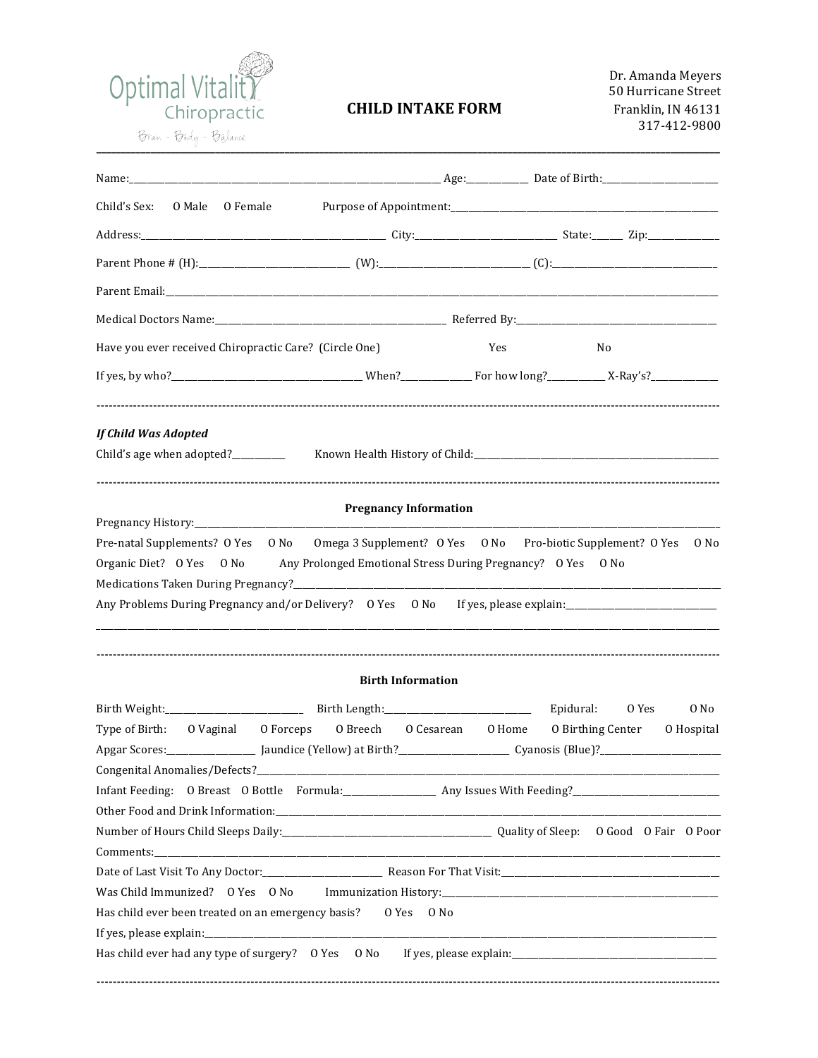Optimal Vitality Chiropractic
Brain - Body - Balance

# CHILD INTAKE FORM

Dr. Amanda Meyers
50 Hurricane Street
Franklin, IN 46131
317-412-9800

---

Name:______________________ Age:__________ Date of Birth:______________

Child's Sex: O Male O Female Purpose of Appointment:______________________

Address:______________________ City:______________ State:_____ Zip:__________

Parent Phone # (H):______________ (W):______________ (C):______________

Parent Email:______________________________________________

Medical Doctors Name:______________________ Referred By:______________________

Have you ever received Chiropractic Care? (Circle One) Yes No

If yes, by who?______________ When?__________ For how long?__________ X-Ray's?__________

---

***If Child Was Adopted***

Child's age when adopted?__________ Known Health History of Child:______________________

---

### Pregnancy Information

Pregnancy History:______________________________________________

Pre-natal Supplements? O Yes O No Omega 3 Supplement? O Yes O No Pro-biotic Supplement? O Yes O No

Organic Diet? O Yes O No Any Prolonged Emotional Stress During Pregnancy? O Yes O No

Medications Taken During Pregnancy?______________________________________________

Any Problems During Pregnancy and/or Delivery? O Yes O No If yes, please explain:______________________

______________________________________________

---

### Birth Information

Birth Weight:______________ Birth Length:______________ Epidural: O Yes O No

Type of Birth: O Vaginal O Forceps O Breech O Cesarean O Home O Birthing Center O Hospital

Apgar Scores:__________ Jaundice (Yellow) at Birth?__________ Cyanosis (Blue)?__________

Congenital Anomalies/Defects?______________________________________________

Infant Feeding: O Breast O Bottle Formula:__________ Any Issues With Feeding?______________

Other Food and Drink Information:______________________________________________

Number of Hours Child Sleeps Daily:______________________ Quality of Sleep: O Good O Fair O Poor

Comments:______________________________________________

Date of Last Visit To Any Doctor:______________ Reason For That Visit:______________________

Was Child Immunized? O Yes O No Immunization History:______________________

Has child ever been treated on an emergency basis? O Yes O No

If yes, please explain:______________________________________________

Has child ever had any type of surgery? O Yes O No If yes, please explain:______________________

---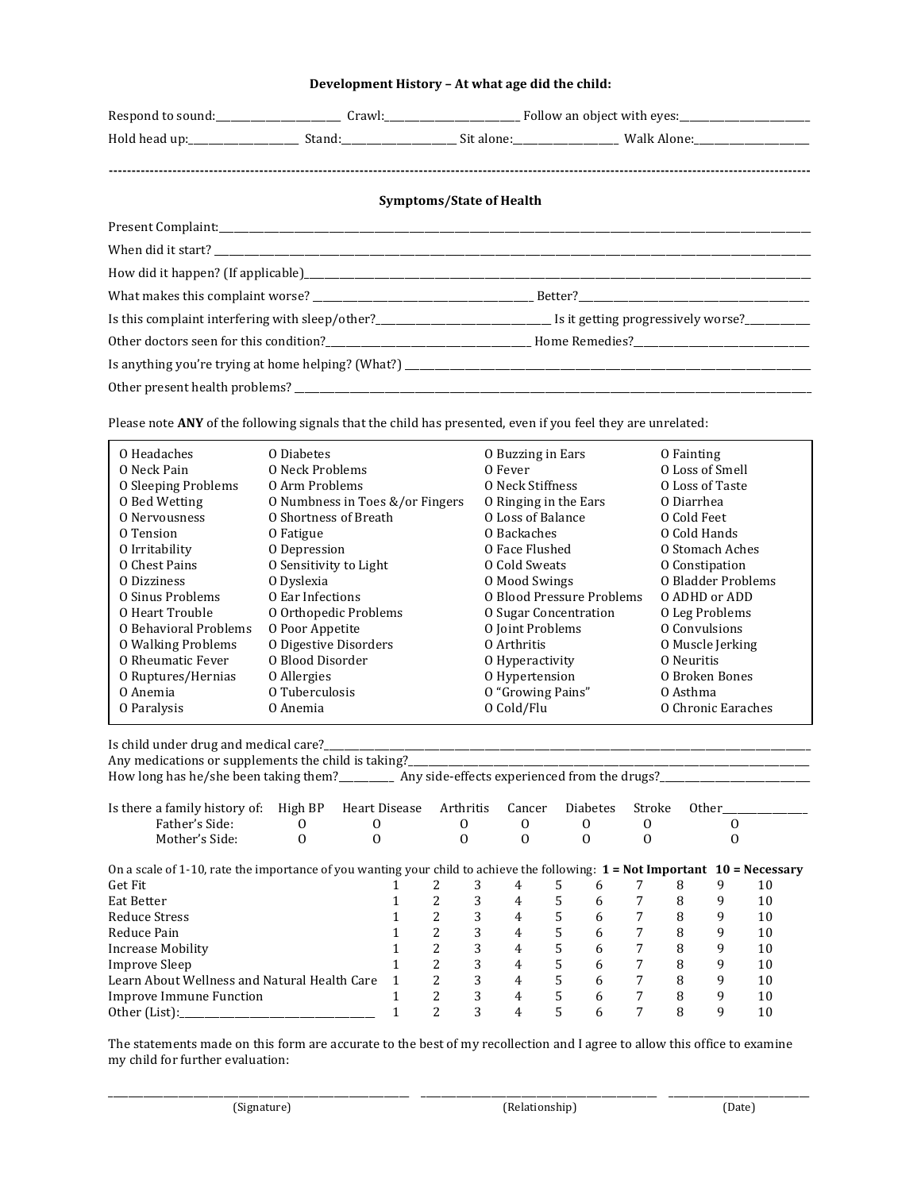### Development History – At what age did the child:

Respond to sound:________________________ Crawl:__________________________ Follow an object with eyes:________________________

Hold head up:____________________ Stand:_____________________ Sit alone:___________________ Walk Alone:_____________________

---

### Symptoms/State of Health

Present Complaint:___________________________________________________________________________________________________________

When did it start? ___________________________________________________________________________________________________________

How did it happen? (If applicable)______________________________________________________________________________________________

What makes this complaint worse? ___________________________________________ Better?___________________________________________

Is this complaint interfering with sleep/other?_________________________________ Is it getting progressively worse?___________

Other doctors seen for this condition?_______________________________________ Home Remedies?_________________________________

Is anything you're trying at home helping? (What?) __________________________________________________________________________

Other present health problems? _____________________________________________________________________________________________

Please note **ANY** of the following signals that the child has presented, even if you feel they are unrelated:

| | | | |
|---|---|---|---|
| O Headaches | O Diabetes | O Buzzing in Ears | O Fainting |
| O Neck Pain | O Neck Problems | O Fever | O Loss of Smell |
| O Sleeping Problems | O Arm Problems | O Neck Stiffness | O Loss of Taste |
| O Bed Wetting | O Numbness in Toes &/or Fingers | O Ringing in the Ears | O Diarrhea |
| O Nervousness | O Shortness of Breath | O Loss of Balance | O Cold Feet |
| O Tension | O Fatigue | O Backaches | O Cold Hands |
| O Irritability | O Depression | O Face Flushed | O Stomach Aches |
| O Chest Pains | O Sensitivity to Light | O Cold Sweats | O Constipation |
| O Dizziness | O Dyslexia | O Mood Swings | O Bladder Problems |
| O Sinus Problems | O Ear Infections | O Blood Pressure Problems | O ADHD or ADD |
| O Heart Trouble | O Orthopedic Problems | O Sugar Concentration | O Leg Problems |
| O Behavioral Problems | O Poor Appetite | O Joint Problems | O Convulsions |
| O Walking Problems | O Digestive Disorders | O Arthritis | O Muscle Jerking |
| O Rheumatic Fever | O Blood Disorder | O Hyperactivity | O Neuritis |
| O Ruptures/Hernias | O Allergies | O Hypertension | O Broken Bones |
| O Anemia | O Tuberculosis | O "Growing Pains" | O Asthma |
| O Paralysis | O Anemia | O Cold/Flu | O Chronic Earaches |

Is child under drug and medical care?__________________________________________________________________________________________

Any medications or supplements the child is taking?_______________________________________________________________________

How long has he/she been taking them?__________ Any side-effects experienced from the drugs?___________________________

| Is there a family history of: | High BP | Heart Disease | Arthritis | Cancer | Diabetes | Stroke | Other_______________ |
|---|---|---|---|---|---|---|---|
| Father's Side: | O | O | O | O | O | O | O |
| Mother's Side: | O | O | O | O | O | O | O |

On a scale of 1-10, rate the importance of you wanting your child to achieve the following: **1 = Not Important 10 = Necessary**

| | | | | | | | | | | |
|---|---|---|---|---|---|---|---|---|---|---|
| Get Fit | 1 | 2 | 3 | 4 | 5 | 6 | 7 | 8 | 9 | 10 |
| Eat Better | 1 | 2 | 3 | 4 | 5 | 6 | 7 | 8 | 9 | 10 |
| Reduce Stress | 1 | 2 | 3 | 4 | 5 | 6 | 7 | 8 | 9 | 10 |
| Reduce Pain | 1 | 2 | 3 | 4 | 5 | 6 | 7 | 8 | 9 | 10 |
| Increase Mobility | 1 | 2 | 3 | 4 | 5 | 6 | 7 | 8 | 9 | 10 |
| Improve Sleep | 1 | 2 | 3 | 4 | 5 | 6 | 7 | 8 | 9 | 10 |
| Learn About Wellness and Natural Health Care | 1 | 2 | 3 | 4 | 5 | 6 | 7 | 8 | 9 | 10 |
| Improve Immune Function | 1 | 2 | 3 | 4 | 5 | 6 | 7 | 8 | 9 | 10 |
| Other (List):____________________________________ | 1 | 2 | 3 | 4 | 5 | 6 | 7 | 8 | 9 | 10 |

The statements made on this form are accurate to the best of my recollection and I agree to allow this office to examine my child for further evaluation:

_____________________________________________ _____________________________________________ ____________________________

(Signature) (Relationship) (Date)